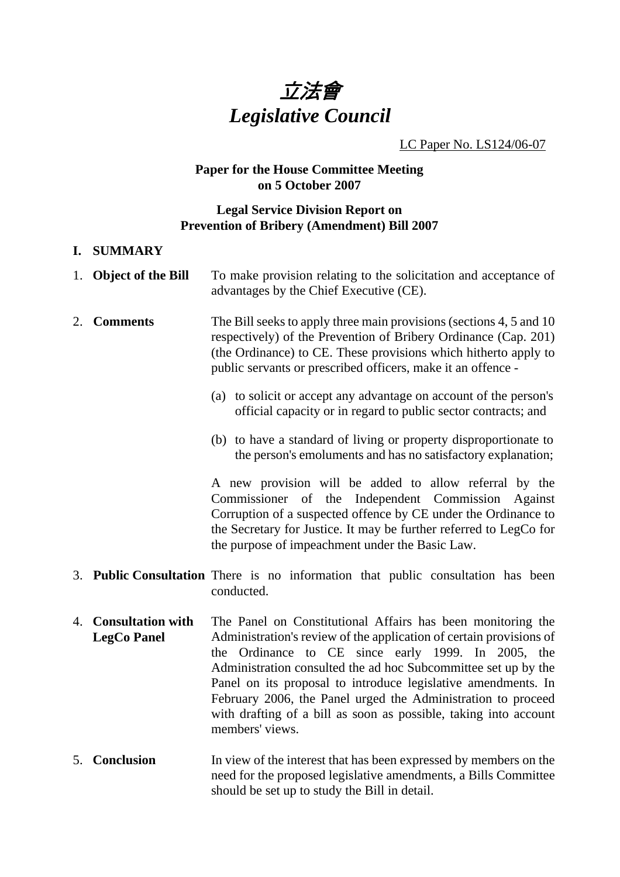# *立法會*
# *Legislative Council*

LC Paper No. LS124/06-07

**Paper for the House Committee Meeting on 5 October 2007**

**Legal Service Division Report on Prevention of Bribery (Amendment) Bill 2007**

## I. SUMMARY

1. **Object of the Bill** To make provision relating to the solicitation and acceptance of advantages by the Chief Executive (CE).

2. **Comments** The Bill seeks to apply three main provisions (sections 4, 5 and 10 respectively) of the Prevention of Bribery Ordinance (Cap. 201) (the Ordinance) to CE. These provisions which hitherto apply to public servants or prescribed officers, make it an offence -

   (a) to solicit or accept any advantage on account of the person's official capacity or in regard to public sector contracts; and

   (b) to have a standard of living or property disproportionate to the person's emoluments and has no satisfactory explanation;

   A new provision will be added to allow referral by the Commissioner of the Independent Commission Against Corruption of a suspected offence by CE under the Ordinance to the Secretary for Justice. It may be further referred to LegCo for the purpose of impeachment under the Basic Law.

3. **Public Consultation** There is no information that public consultation has been conducted.

4. **Consultation with LegCo Panel** The Panel on Constitutional Affairs has been monitoring the Administration's review of the application of certain provisions of the Ordinance to CE since early 1999. In 2005, the Administration consulted the ad hoc Subcommittee set up by the Panel on its proposal to introduce legislative amendments. In February 2006, the Panel urged the Administration to proceed with drafting of a bill as soon as possible, taking into account members' views.

5. **Conclusion** In view of the interest that has been expressed by members on the need for the proposed legislative amendments, a Bills Committee should be set up to study the Bill in detail.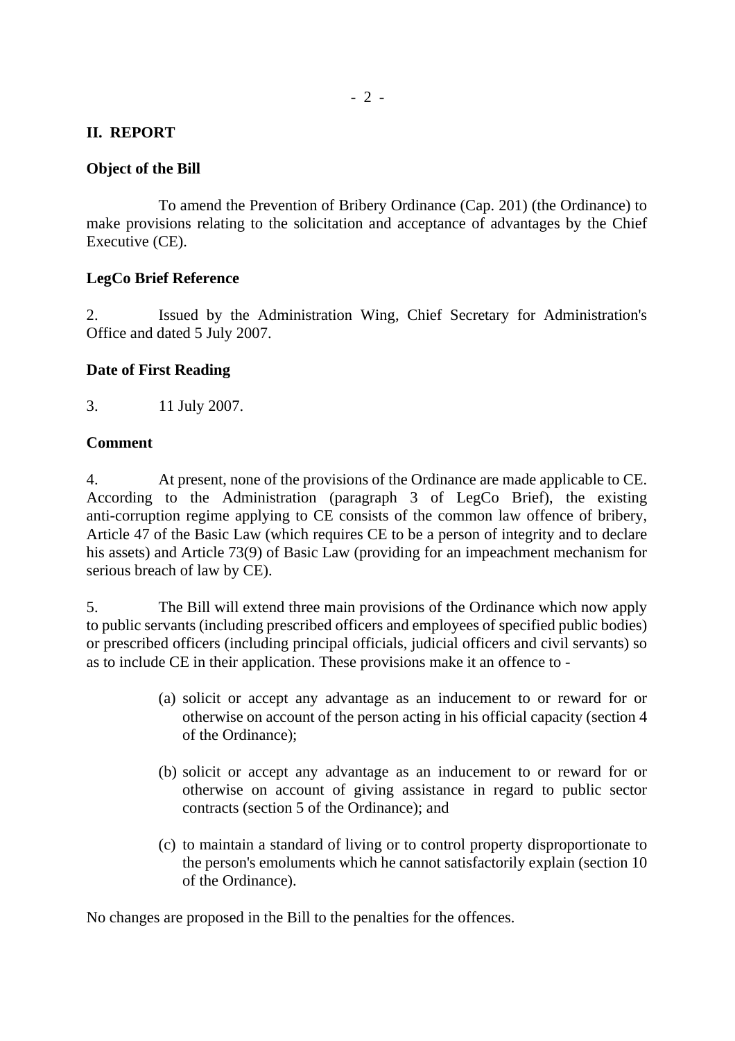## II. REPORT

### Object of the Bill

To amend the Prevention of Bribery Ordinance (Cap. 201) (the Ordinance) to make provisions relating to the solicitation and acceptance of advantages by the Chief Executive (CE).

### LegCo Brief Reference

2. Issued by the Administration Wing, Chief Secretary for Administration's Office and dated 5 July 2007.

### Date of First Reading

3. 11 July 2007.

### Comment

4. At present, none of the provisions of the Ordinance are made applicable to CE. According to the Administration (paragraph 3 of LegCo Brief), the existing anti-corruption regime applying to CE consists of the common law offence of bribery, Article 47 of the Basic Law (which requires CE to be a person of integrity and to declare his assets) and Article 73(9) of Basic Law (providing for an impeachment mechanism for serious breach of law by CE).

5. The Bill will extend three main provisions of the Ordinance which now apply to public servants (including prescribed officers and employees of specified public bodies) or prescribed officers (including principal officials, judicial officers and civil servants) so as to include CE in their application. These provisions make it an offence to -

(a) solicit or accept any advantage as an inducement to or reward for or otherwise on account of the person acting in his official capacity (section 4 of the Ordinance);

(b) solicit or accept any advantage as an inducement to or reward for or otherwise on account of giving assistance in regard to public sector contracts (section 5 of the Ordinance); and

(c) to maintain a standard of living or to control property disproportionate to the person's emoluments which he cannot satisfactorily explain (section 10 of the Ordinance).

No changes are proposed in the Bill to the penalties for the offences.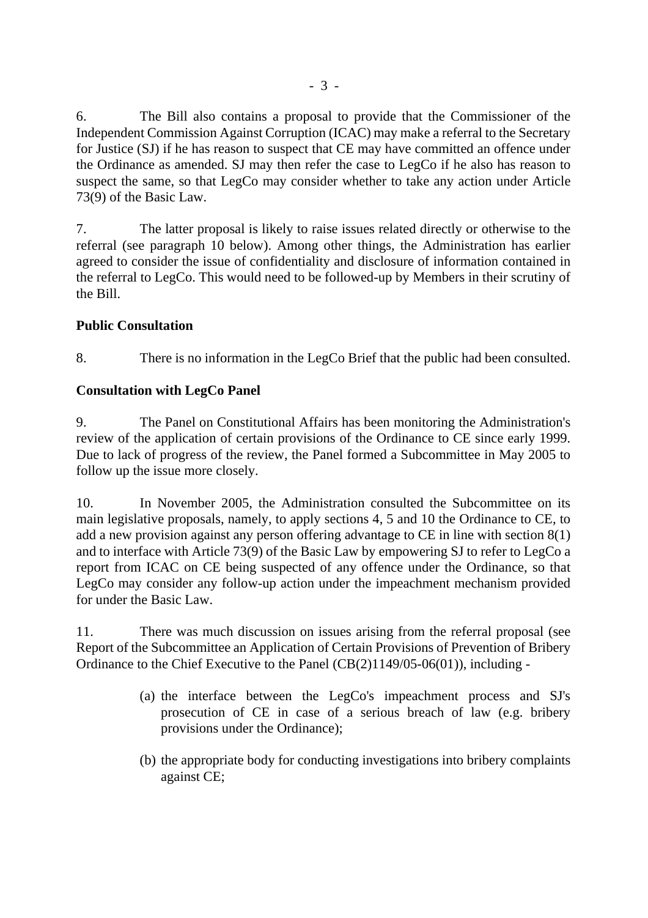6. The Bill also contains a proposal to provide that the Commissioner of the Independent Commission Against Corruption (ICAC) may make a referral to the Secretary for Justice (SJ) if he has reason to suspect that CE may have committed an offence under the Ordinance as amended. SJ may then refer the case to LegCo if he also has reason to suspect the same, so that LegCo may consider whether to take any action under Article 73(9) of the Basic Law.

7. The latter proposal is likely to raise issues related directly or otherwise to the referral (see paragraph 10 below). Among other things, the Administration has earlier agreed to consider the issue of confidentiality and disclosure of information contained in the referral to LegCo. This would need to be followed-up by Members in their scrutiny of the Bill.

**Public Consultation**

8. There is no information in the LegCo Brief that the public had been consulted.

**Consultation with LegCo Panel**

9. The Panel on Constitutional Affairs has been monitoring the Administration's review of the application of certain provisions of the Ordinance to CE since early 1999. Due to lack of progress of the review, the Panel formed a Subcommittee in May 2005 to follow up the issue more closely.

10. In November 2005, the Administration consulted the Subcommittee on its main legislative proposals, namely, to apply sections 4, 5 and 10 the Ordinance to CE, to add a new provision against any person offering advantage to CE in line with section 8(1) and to interface with Article 73(9) of the Basic Law by empowering SJ to refer to LegCo a report from ICAC on CE being suspected of any offence under the Ordinance, so that LegCo may consider any follow-up action under the impeachment mechanism provided for under the Basic Law.

11. There was much discussion on issues arising from the referral proposal (see Report of the Subcommittee an Application of Certain Provisions of Prevention of Bribery Ordinance to the Chief Executive to the Panel (CB(2)1149/05-06(01)), including -

(a) the interface between the LegCo's impeachment process and SJ's prosecution of CE in case of a serious breach of law (e.g. bribery provisions under the Ordinance);

(b) the appropriate body for conducting investigations into bribery complaints against CE;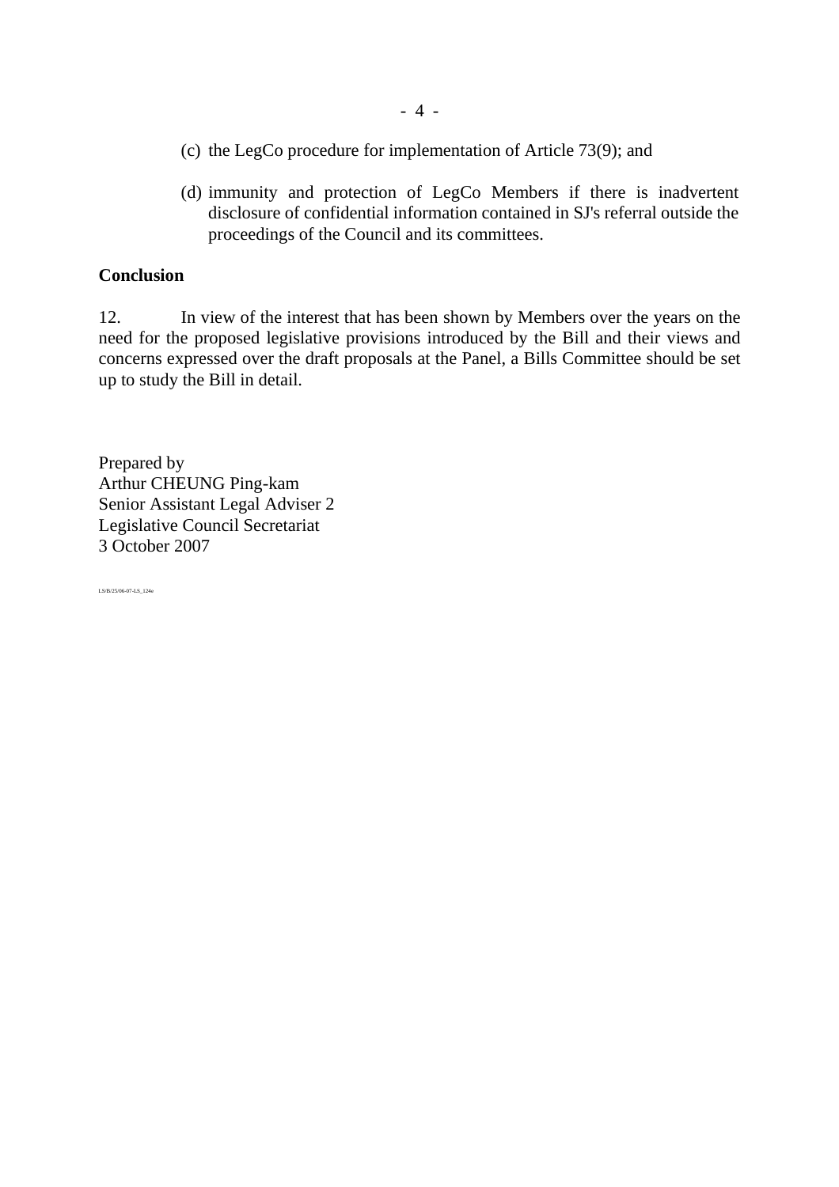(c) the LegCo procedure for implementation of Article 73(9); and

(d) immunity and protection of LegCo Members if there is inadvertent disclosure of confidential information contained in SJ's referral outside the proceedings of the Council and its committees.

**Conclusion**

12. In view of the interest that has been shown by Members over the years on the need for the proposed legislative provisions introduced by the Bill and their views and concerns expressed over the draft proposals at the Panel, a Bills Committee should be set up to study the Bill in detail.

Prepared by
Arthur CHEUNG Ping-kam
Senior Assistant Legal Adviser 2
Legislative Council Secretariat
3 October 2007

LS/B/25/06-07-LS_124e